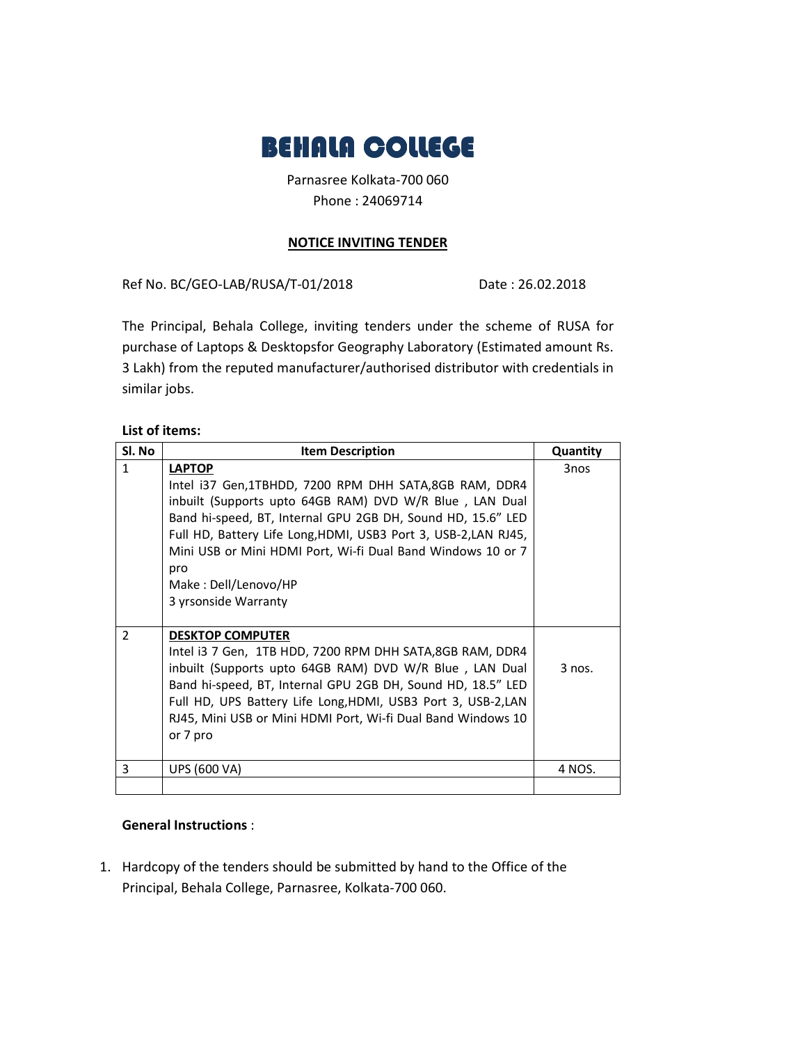# BEHALA COLLEGE

Parnasree Kolkata-700 060

Phone : 24069714

## NOTICE INVITING TENDER

Ref No. BC/GEO-LAB/RUSA/T-01/2018 Date : 26.02.2018

The Principal, Behala College, inviting tenders under the scheme of RUSA for purchase of Laptops & Desktopsfor Geography Laboratory (Estimated amount Rs. 3 Lakh) from the reputed manufacturer/authorised distributor with credentials in similar jobs.

**List of items:**

| Sl. No | Item Description | Quantity |
|---|---|---|
| 1 | **LAPTOP**<br>Intel i37 Gen,1TBHDD, 7200 RPM DHH SATA,8GB RAM, DDR4 inbuilt (Supports upto 64GB RAM) DVD W/R Blue , LAN Dual Band hi-speed, BT, Internal GPU 2GB DH, Sound HD, 15.6" LED Full HD, Battery Life Long,HDMI, USB3 Port 3, USB-2,LAN RJ45, Mini USB or Mini HDMI Port, Wi-fi Dual Band Windows 10 or 7 pro<br>Make : Dell/Lenovo/HP<br>3 yrsonside Warranty | 3nos |
| 2 | **DESKTOP COMPUTER**<br>Intel i3 7 Gen, 1TB HDD, 7200 RPM DHH SATA,8GB RAM, DDR4 inbuilt (Supports upto 64GB RAM) DVD W/R Blue , LAN Dual Band hi-speed, BT, Internal GPU 2GB DH, Sound HD, 18.5" LED Full HD, UPS Battery Life Long,HDMI, USB3 Port 3, USB-2,LAN RJ45, Mini USB or Mini HDMI Port, Wi-fi Dual Band Windows 10 or 7 pro | 3 nos. |
| 3 | UPS (600 VA) | 4 NOS. |
| | | |

**General Instructions** :

1. Hardcopy of the tenders should be submitted by hand to the Office of the Principal, Behala College, Parnasree, Kolkata-700 060.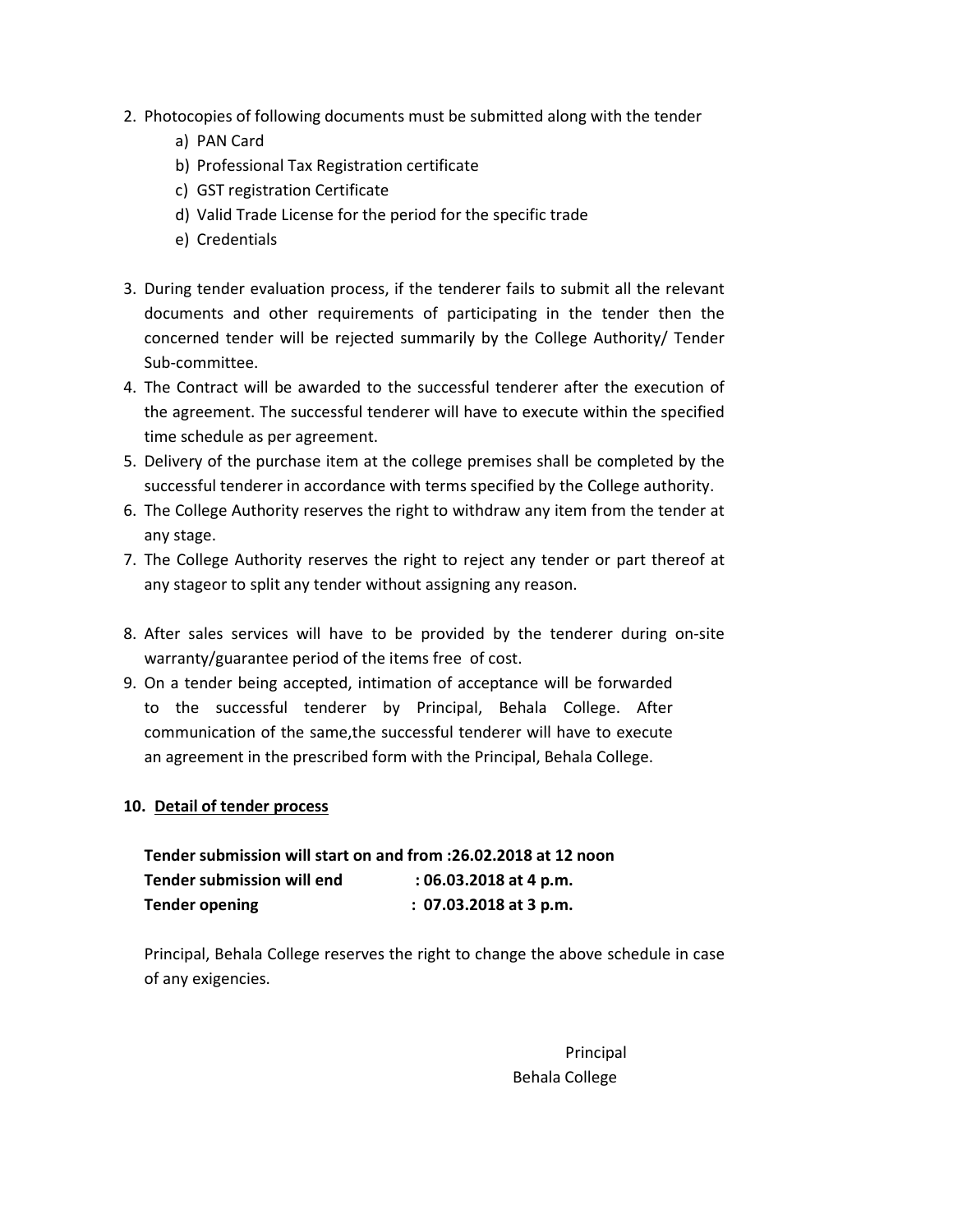2. Photocopies of following documents must be submitted along with the tender
    a) PAN Card
    b) Professional Tax Registration certificate
    c) GST registration Certificate
    d) Valid Trade License for the period for the specific trade
    e) Credentials

3. During tender evaluation process, if the tenderer fails to submit all the relevant documents and other requirements of participating in the tender then the concerned tender will be rejected summarily by the College Authority/ Tender Sub-committee.
4. The Contract will be awarded to the successful tenderer after the execution of the agreement. The successful tenderer will have to execute within the specified time schedule as per agreement.
5. Delivery of the purchase item at the college premises shall be completed by the successful tenderer in accordance with terms specified by the College authority.
6. The College Authority reserves the right to withdraw any item from the tender at any stage.
7. The College Authority reserves the right to reject any tender or part thereof at any stageor to split any tender without assigning any reason.

8. After sales services will have to be provided by the tenderer during on-site warranty/guarantee period of the items free of cost.
9. On a tender being accepted, intimation of acceptance will be forwarded to the successful tenderer by Principal, Behala College. After communication of the same,the successful tenderer will have to execute an agreement in the prescribed form with the Principal, Behala College.

**10. <u>Detail of tender process</u>**

**Tender submission will start on and from :26.02.2018 at 12 noon**
**Tender submission will end : 06.03.2018 at 4 p.m.**
**Tender opening : 07.03.2018 at 3 p.m.**

Principal, Behala College reserves the right to change the above schedule in case of any exigencies.

Principal
Behala College